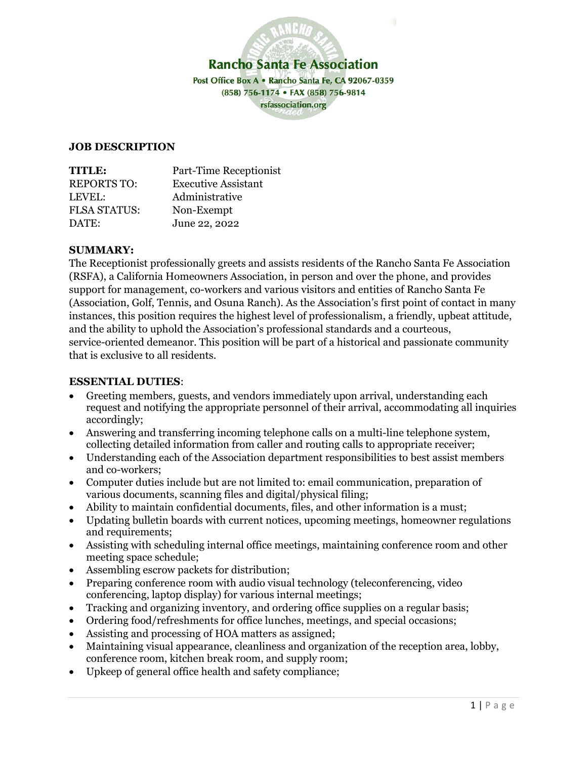**Rancho Santa Fe Association**

Post Office Box A • Rancho Santa Fe, CA 92067-0359

(858) 756-1174 • FAX (858) 756-9814

rsfassociation.org

**JOB DESCRIPTION**

| | |
|---|---|
| **TITLE:** | Part-Time Receptionist |
| REPORTS TO: | Executive Assistant |
| LEVEL: | Administrative |
| FLSA STATUS: | Non-Exempt |
| DATE: | June 22, 2022 |

**SUMMARY:**

The Receptionist professionally greets and assists residents of the Rancho Santa Fe Association (RSFA), a California Homeowners Association, in person and over the phone, and provides support for management, co-workers and various visitors and entities of Rancho Santa Fe (Association, Golf, Tennis, and Osuna Ranch). As the Association's first point of contact in many instances, this position requires the highest level of professionalism, a friendly, upbeat attitude, and the ability to uphold the Association's professional standards and a courteous, service-oriented demeanor. This position will be part of a historical and passionate community that is exclusive to all residents.

**ESSENTIAL DUTIES**:

- Greeting members, guests, and vendors immediately upon arrival, understanding each request and notifying the appropriate personnel of their arrival, accommodating all inquiries accordingly;
- Answering and transferring incoming telephone calls on a multi-line telephone system, collecting detailed information from caller and routing calls to appropriate receiver;
- Understanding each of the Association department responsibilities to best assist members and co-workers;
- Computer duties include but are not limited to: email communication, preparation of various documents, scanning files and digital/physical filing;
- Ability to maintain confidential documents, files, and other information is a must;
- Updating bulletin boards with current notices, upcoming meetings, homeowner regulations and requirements;
- Assisting with scheduling internal office meetings, maintaining conference room and other meeting space schedule;
- Assembling escrow packets for distribution;
- Preparing conference room with audio visual technology (teleconferencing, video conferencing, laptop display) for various internal meetings;
- Tracking and organizing inventory, and ordering office supplies on a regular basis;
- Ordering food/refreshments for office lunches, meetings, and special occasions;
- Assisting and processing of HOA matters as assigned;
- Maintaining visual appearance, cleanliness and organization of the reception area, lobby, conference room, kitchen break room, and supply room;
- Upkeep of general office health and safety compliance;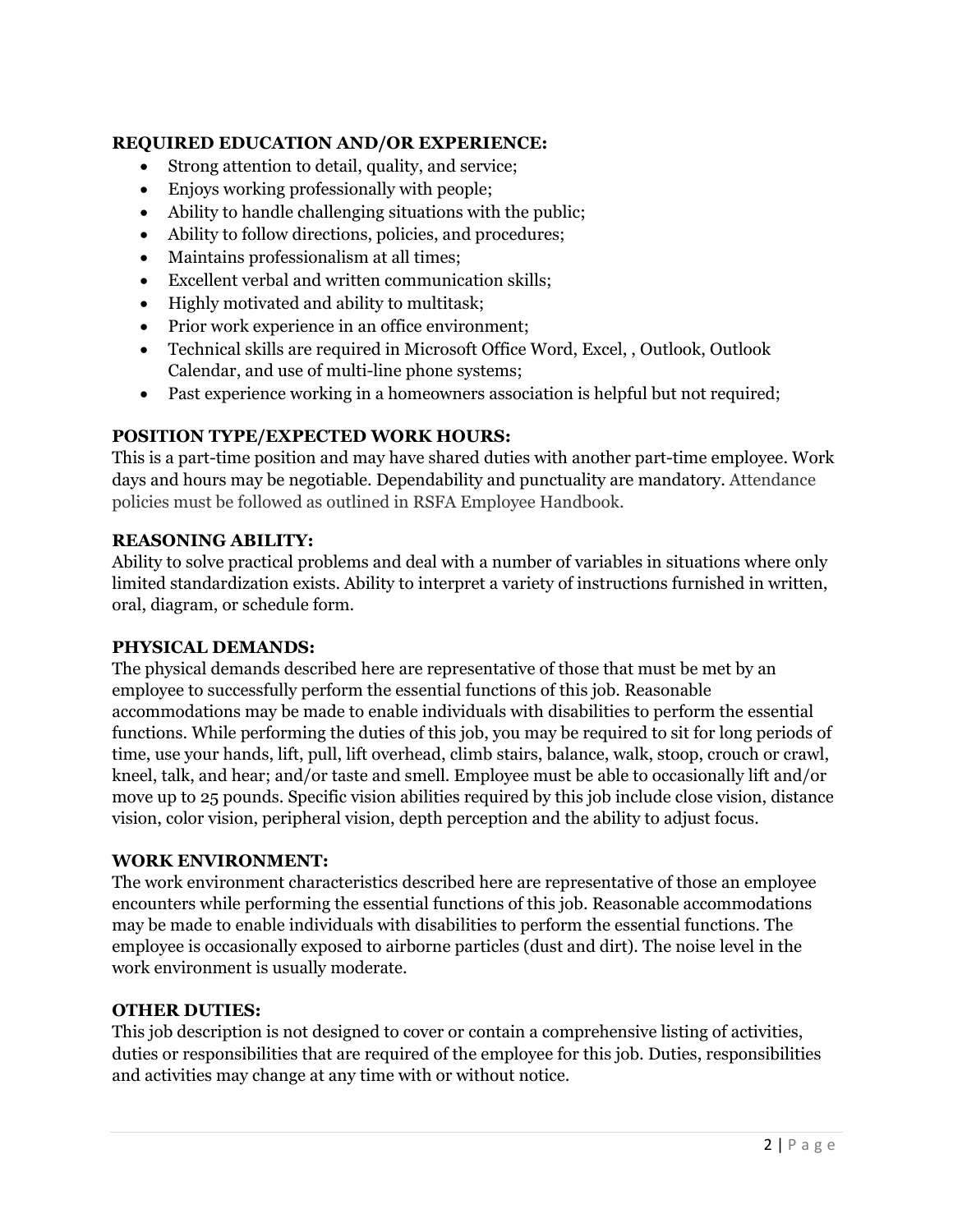**REQUIRED EDUCATION AND/OR EXPERIENCE:**

- Strong attention to detail, quality, and service;
- Enjoys working professionally with people;
- Ability to handle challenging situations with the public;
- Ability to follow directions, policies, and procedures;
- Maintains professionalism at all times;
- Excellent verbal and written communication skills;
- Highly motivated and ability to multitask;
- Prior work experience in an office environment;
- Technical skills are required in Microsoft Office Word, Excel, , Outlook, Outlook Calendar, and use of multi-line phone systems;
- Past experience working in a homeowners association is helpful but not required;

**POSITION TYPE/EXPECTED WORK HOURS:**

This is a part-time position and may have shared duties with another part-time employee. Work days and hours may be negotiable. Dependability and punctuality are mandatory. Attendance policies must be followed as outlined in RSFA Employee Handbook.

**REASONING ABILITY:**

Ability to solve practical problems and deal with a number of variables in situations where only limited standardization exists. Ability to interpret a variety of instructions furnished in written, oral, diagram, or schedule form.

**PHYSICAL DEMANDS:**

The physical demands described here are representative of those that must be met by an employee to successfully perform the essential functions of this job. Reasonable accommodations may be made to enable individuals with disabilities to perform the essential functions. While performing the duties of this job, you may be required to sit for long periods of time, use your hands, lift, pull, lift overhead, climb stairs, balance, walk, stoop, crouch or crawl, kneel, talk, and hear; and/or taste and smell. Employee must be able to occasionally lift and/or move up to 25 pounds. Specific vision abilities required by this job include close vision, distance vision, color vision, peripheral vision, depth perception and the ability to adjust focus.

**WORK ENVIRONMENT:**

The work environment characteristics described here are representative of those an employee encounters while performing the essential functions of this job. Reasonable accommodations may be made to enable individuals with disabilities to perform the essential functions. The employee is occasionally exposed to airborne particles (dust and dirt). The noise level in the work environment is usually moderate.

**OTHER DUTIES:**

This job description is not designed to cover or contain a comprehensive listing of activities, duties or responsibilities that are required of the employee for this job. Duties, responsibilities and activities may change at any time with or without notice.